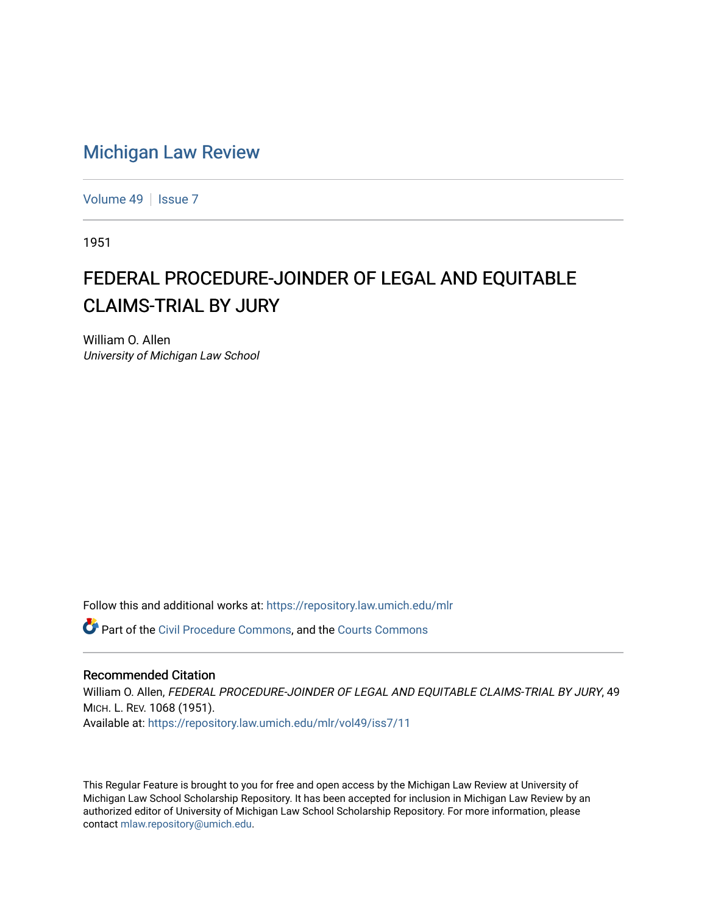# Michigan Law Review

Volume 49 | Issue 7

1951

## FEDERAL PROCEDURE-JOINDER OF LEGAL AND EQUITABLE CLAIMS-TRIAL BY JURY

William O. Allen
*University of Michigan Law School*

Follow this and additional works at: https://repository.law.umich.edu/mlr

Part of the Civil Procedure Commons, and the Courts Commons

### Recommended Citation

William O. Allen, *FEDERAL PROCEDURE-JOINDER OF LEGAL AND EQUITABLE CLAIMS-TRIAL BY JURY*, 49 MICH. L. REV. 1068 (1951).
Available at: https://repository.law.umich.edu/mlr/vol49/iss7/11

This Regular Feature is brought to you for free and open access by the Michigan Law Review at University of Michigan Law School Scholarship Repository. It has been accepted for inclusion in Michigan Law Review by an authorized editor of University of Michigan Law School Scholarship Repository. For more information, please contact mlaw.repository@umich.edu.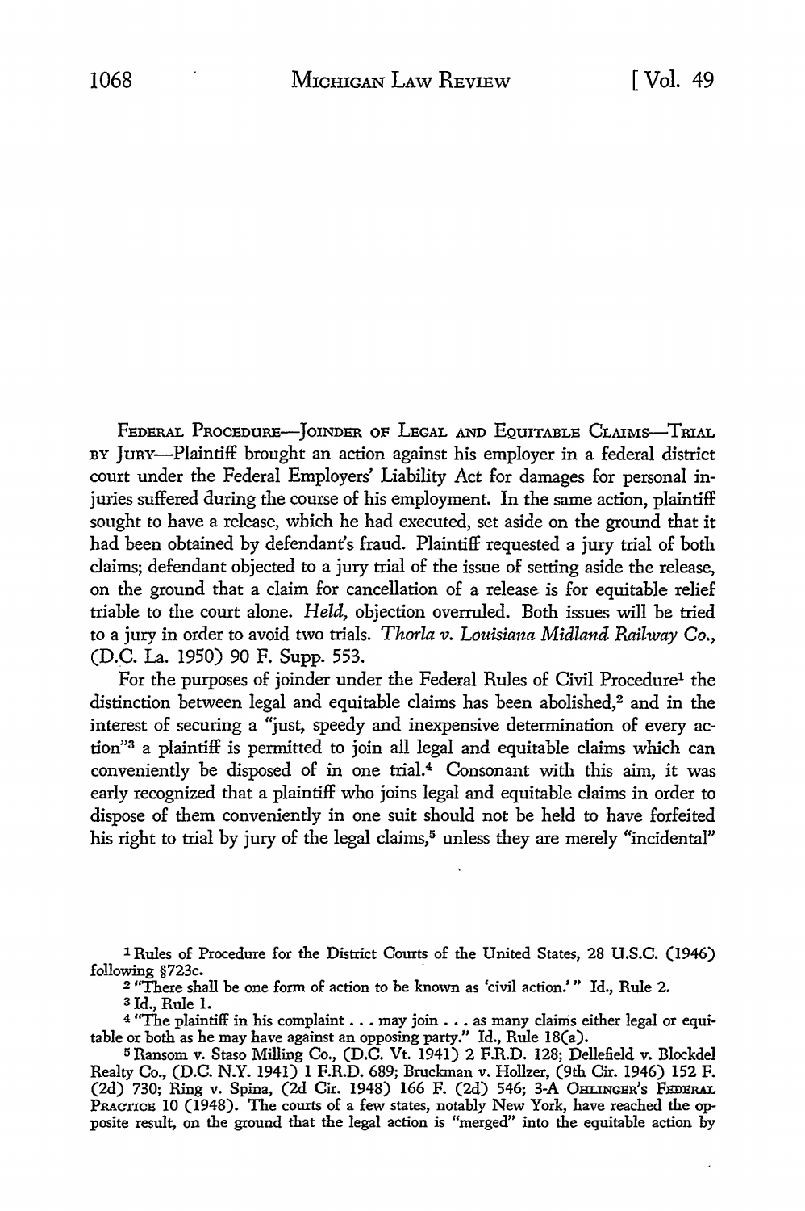FEDERAL PROCEDURE—JOINDER OF LEGAL AND EQUITABLE CLAIMS—TRIAL BY JURY—Plaintiff brought an action against his employer in a federal district court under the Federal Employers' Liability Act for damages for personal injuries suffered during the course of his employment. In the same action, plaintiff sought to have a release, which he had executed, set aside on the ground that it had been obtained by defendant's fraud. Plaintiff requested a jury trial of both claims; defendant objected to a jury trial of the issue of setting aside the release, on the ground that a claim for cancellation of a release is for equitable relief triable to the court alone. *Held,* objection overruled. Both issues will be tried to a jury in order to avoid two trials. *Thorla v. Louisiana Midland Railway Co.,* (D.C. La. 1950) 90 F. Supp. 553.

For the purposes of joinder under the Federal Rules of Civil Procedure[1] the distinction between legal and equitable claims has been abolished,[2] and in the interest of securing a "just, speedy and inexpensive determination of every action"[3] a plaintiff is permitted to join all legal and equitable claims which can conveniently be disposed of in one trial.[4] Consonant with this aim, it was early recognized that a plaintiff who joins legal and equitable claims in order to dispose of them conveniently in one suit should not be held to have forfeited his right to trial by jury of the legal claims,[5] unless they are merely "incidental"

---

[1] Rules of Procedure for the District Courts of the United States, 28 U.S.C. (1946) following §723c.

[2] "There shall be one form of action to be known as 'civil action.'" Id., Rule 2.

[3] Id., Rule 1.

[4] "The plaintiff in his complaint . . . may join . . . as many claims either legal or equitable or both as he may have against an opposing party." Id., Rule 18(a).

[5] Ransom v. Staso Milling Co., (D.C. Vt. 1941) 2 F.R.D. 128; Dellefield v. Blockdel Realty Co., (D.C. N.Y. 1941) 1 F.R.D. 689; Bruckman v. Hollzer, (9th Cir. 1946) 152 F. (2d) 730; Ring v. Spina, (2d Cir. 1948) 166 F. (2d) 546; 3-A OHLINGER'S FEDERAL PRACTICE 10 (1948). The courts of a few states, notably New York, have reached the opposite result, on the ground that the legal action is "merged" into the equitable action by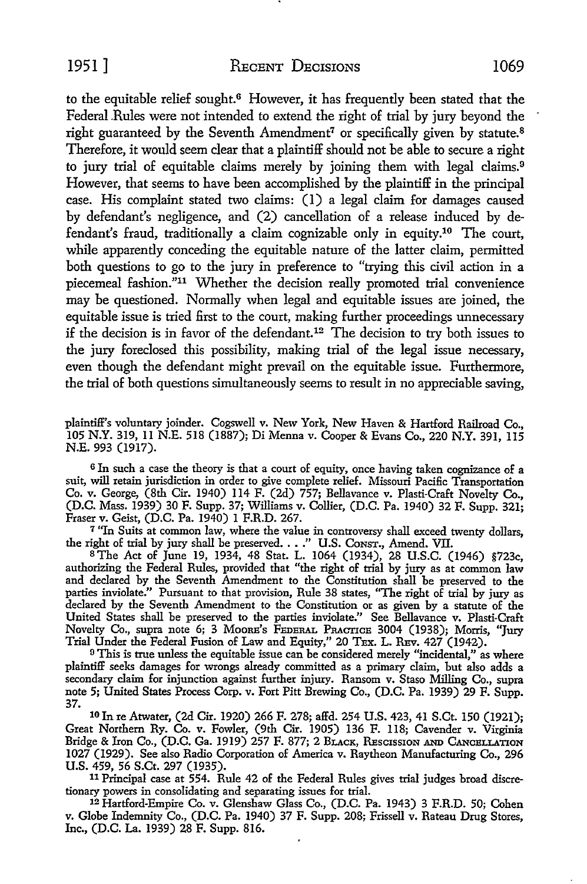to the equitable relief sought.[6] However, it has frequently been stated that the Federal Rules were not intended to extend the right of trial by jury beyond the right guaranteed by the Seventh Amendment[7] or specifically given by statute.[8] Therefore, it would seem clear that a plaintiff should not be able to secure a right to jury trial of equitable claims merely by joining them with legal claims.[9] However, that seems to have been accomplished by the plaintiff in the principal case. His complaint stated two claims: (1) a legal claim for damages caused by defendant's negligence, and (2) cancellation of a release induced by defendant's fraud, traditionally a claim cognizable only in equity.[10] The court, while apparently conceding the equitable nature of the latter claim, permitted both questions to go to the jury in preference to "trying this civil action in a piecemeal fashion."[11] Whether the decision really promoted trial convenience may be questioned. Normally when legal and equitable issues are joined, the equitable issue is tried first to the court, making further proceedings unnecessary if the decision is in favor of the defendant.[12] The decision to try both issues to the jury foreclosed this possibility, making trial of the legal issue necessary, even though the defendant might prevail on the equitable issue. Furthermore, the trial of both questions simultaneously seems to result in no appreciable saving,

plaintiff's voluntary joinder. Cogswell v. New York, New Haven & Hartford Railroad Co., 105 N.Y. 319, 11 N.E. 518 (1887); Di Menna v. Cooper & Evans Co., 220 N.Y. 391, 115 N.E. 993 (1917).

[6] In such a case the theory is that a court of equity, once having taken cognizance of a suit, will retain jurisdiction in order to give complete relief. Missouri Pacific Transportation Co. v. George, (8th Cir. 1940) 114 F. (2d) 757; Bellavance v. Plasti-Craft Novelty Co., (D.C. Mass. 1939) 30 F. Supp. 37; Williams v. Collier, (D.C. Pa. 1940) 32 F. Supp. 321; Fraser v. Geist, (D.C. Pa. 1940) 1 F.R.D. 267.

[7] "In Suits at common law, where the value in controversy shall exceed twenty dollars, the right of trial by jury shall be preserved. . . ." U.S. CONST., Amend. VII.

[8] The Act of June 19, 1934, 48 Stat. L. 1064 (1934), 28 U.S.C. (1946) §723c, authorizing the Federal Rules, provided that "the right of trial by jury as at common law and declared by the Seventh Amendment to the Constitution shall be preserved to the parties inviolate." Pursuant to that provision, Rule 38 states, "The right of trial by jury as declared by the Seventh Amendment to the Constitution or as given by a statute of the United States shall be preserved to the parties inviolate." See Bellavance v. Plasti-Craft Novelty Co., supra note 6; 3 MOORE'S FEDERAL PRACTICE 3004 (1938); Morris, "Jury Trial Under the Federal Fusion of Law and Equity," 20 TEX. L. REV. 427 (1942).

[9] This is true unless the equitable issue can be considered merely "incidental," as where plaintiff seeks damages for wrongs already committed as a primary claim, but also adds a secondary claim for injunction against further injury. Ransom v. Staso Milling Co., supra note 5; United States Process Corp. v. Fort Pitt Brewing Co., (D.C. Pa. 1939) 29 F. Supp. 37.

[10] In re Atwater, (2d Cir. 1920) 266 F. 278; affd. 254 U.S. 423, 41 S.Ct. 150 (1921); Great Northern Ry. Co. v. Fowler, (9th Cir. 1905) 136 F. 118; Cavender v. Virginia Bridge & Iron Co., (D.C. Ga. 1919) 257 F. 877; 2 BLACK, RESCISSION AND CANCELLATION 1027 (1929). See also Radio Corporation of America v. Raytheon Manufacturing Co., 296 U.S. 459, 56 S.Ct. 297 (1935).

[11] Principal case at 554. Rule 42 of the Federal Rules gives trial judges broad discretionary powers in consolidating and separating issues for trial.

[12] Hartford-Empire Co. v. Glenshaw Glass Co., (D.C. Pa. 1943) 3 F.R.D. 50; Cohen v. Globe Indemnity Co., (D.C. Pa. 1940) 37 F. Supp. 208; Frissell v. Rateau Drug Stores, Inc., (D.C. La. 1939) 28 F. Supp. 816.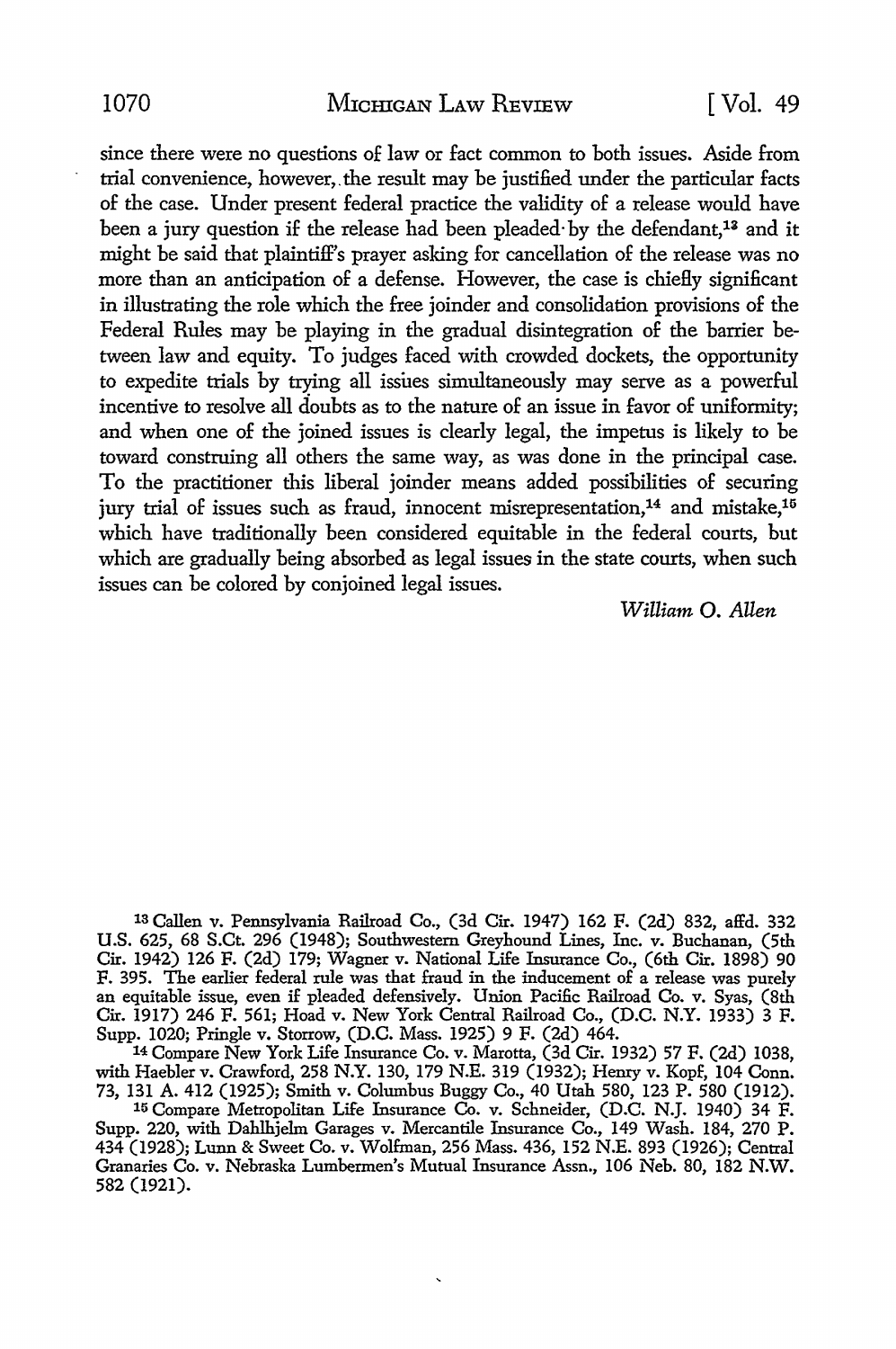since there were no questions of law or fact common to both issues. Aside from trial convenience, however, the result may be justified under the particular facts of the case. Under present federal practice the validity of a release would have been a jury question if the release had been pleaded by the defendant,[13] and it might be said that plaintiff's prayer asking for cancellation of the release was no more than an anticipation of a defense. However, the case is chiefly significant in illustrating the role which the free joinder and consolidation provisions of the Federal Rules may be playing in the gradual disintegration of the barrier between law and equity. To judges faced with crowded dockets, the opportunity to expedite trials by trying all issues simultaneously may serve as a powerful incentive to resolve all doubts as to the nature of an issue in favor of uniformity; and when one of the joined issues is clearly legal, the impetus is likely to be toward construing all others the same way, as was done in the principal case. To the practitioner this liberal joinder means added possibilities of securing jury trial of issues such as fraud, innocent misrepresentation,[14] and mistake,[15] which have traditionally been considered equitable in the federal courts, but which are gradually being absorbed as legal issues in the state courts, when such issues can be colored by conjoined legal issues.

*William O. Allen*

---

[13] Callen v. Pennsylvania Railroad Co., (3d Cir. 1947) 162 F. (2d) 832, affd. 332 U.S. 625, 68 S.Ct. 296 (1948); Southwestern Greyhound Lines, Inc. v. Buchanan, (5th Cir. 1942) 126 F. (2d) 179; Wagner v. National Life Insurance Co., (6th Cir. 1898) 90 F. 395. The earlier federal rule was that fraud in the inducement of a release was purely an equitable issue, even if pleaded defensively. Union Pacific Railroad Co. v. Syas, (8th Cir. 1917) 246 F. 561; Hoad v. New York Central Railroad Co., (D.C. N.Y. 1933) 3 F. Supp. 1020; Pringle v. Storrow, (D.C. Mass. 1925) 9 F. (2d) 464.

[14] Compare New York Life Insurance Co. v. Marotta, (3d Cir. 1932) 57 F. (2d) 1038, with Haebler v. Crawford, 258 N.Y. 130, 179 N.E. 319 (1932); Henry v. Kopf, 104 Conn. 73, 131 A. 412 (1925); Smith v. Columbus Buggy Co., 40 Utah 580, 123 P. 580 (1912).

[15] Compare Metropolitan Life Insurance Co. v. Schneider, (D.C. N.J. 1940) 34 F. Supp. 220, with Dahlhjelm Garages v. Mercantile Insurance Co., 149 Wash. 184, 270 P. 434 (1928); Lunn & Sweet Co. v. Wolfman, 256 Mass. 436, 152 N.E. 893 (1926); Central Granaries Co. v. Nebraska Lumbermen's Mutual Insurance Assn., 106 Neb. 80, 182 N.W. 582 (1921).